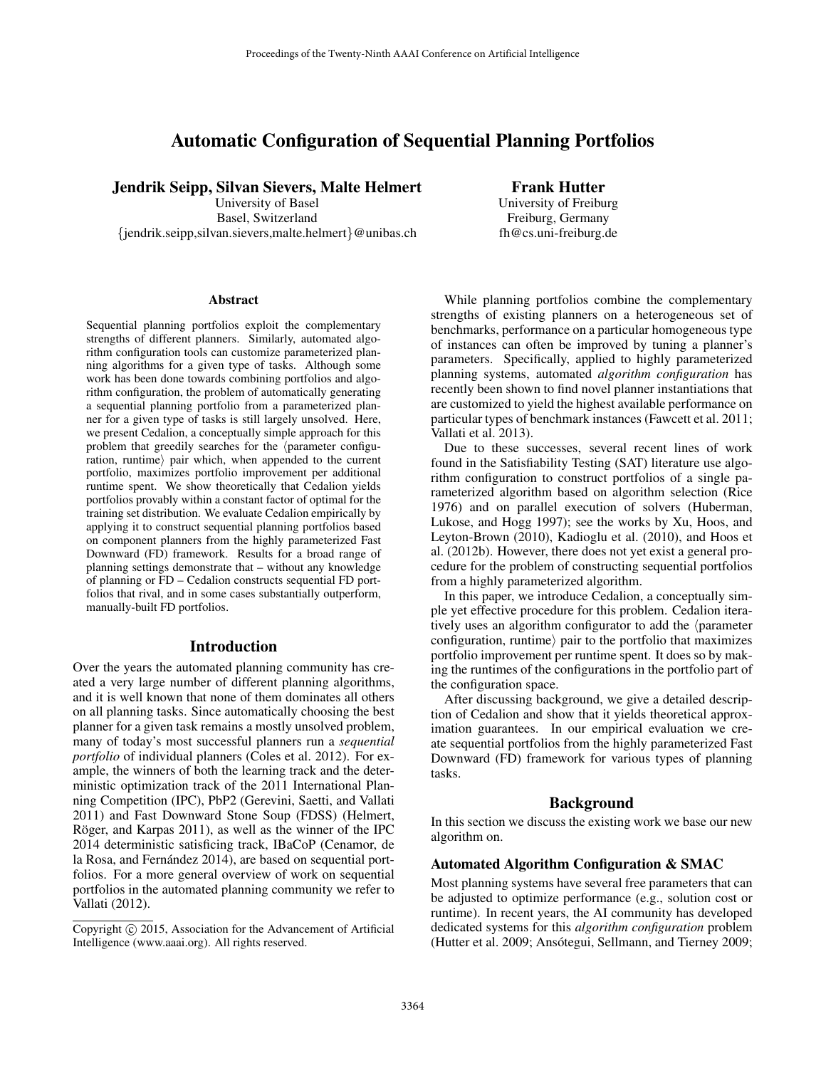# Automatic Configuration of Sequential Planning Portfolios

**Jendrik Seipp, Silvan Sievers, Malte Helmert**
University of Basel
Basel, Switzerland
{jendrik.seipp,silvan.sievers,malte.helmert}@unibas.ch

**Frank Hutter**
University of Freiburg
Freiburg, Germany
fh@cs.uni-freiburg.de

### Abstract

Sequential planning portfolios exploit the complementary strengths of different planners. Similarly, automated algorithm configuration tools can customize parameterized planning algorithms for a given type of tasks. Although some work has been done towards combining portfolios and algorithm configuration, the problem of automatically generating a sequential planning portfolio from a parameterized planner for a given type of tasks is still largely unsolved. Here, we present Cedalion, a conceptually simple approach for this problem that greedily searches for the ⟨parameter configuration, runtime⟩ pair which, when appended to the current portfolio, maximizes portfolio improvement per additional runtime spent. We show theoretically that Cedalion yields portfolios provably within a constant factor of optimal for the training set distribution. We evaluate Cedalion empirically by applying it to construct sequential planning portfolios based on component planners from the highly parameterized Fast Downward (FD) framework. Results for a broad range of planning settings demonstrate that – without any knowledge of planning or FD – Cedalion constructs sequential FD portfolios that rival, and in some cases substantially outperform, manually-built FD portfolios.

## Introduction

Over the years the automated planning community has created a very large number of different planning algorithms, and it is well known that none of them dominates all others on all planning tasks. Since automatically choosing the best planner for a given task remains a mostly unsolved problem, many of today's most successful planners run a *sequential portfolio* of individual planners (Coles et al. 2012). For example, the winners of both the learning track and the deterministic optimization track of the 2011 International Planning Competition (IPC), PbP2 (Gerevini, Saetti, and Vallati 2011) and Fast Downward Stone Soup (FDSS) (Helmert, Röger, and Karpas 2011), as well as the winner of the IPC 2014 deterministic satisficing track, IBaCoP (Cenamor, de la Rosa, and Fernández 2014), are based on sequential portfolios. For a more general overview of work on sequential portfolios in the automated planning community we refer to Vallati (2012).

While planning portfolios combine the complementary strengths of existing planners on a heterogeneous set of benchmarks, performance on a particular homogeneous type of instances can often be improved by tuning a planner's parameters. Specifically, applied to highly parameterized planning systems, automated *algorithm configuration* has recently been shown to find novel planner instantiations that are customized to yield the highest available performance on particular types of benchmark instances (Fawcett et al. 2011; Vallati et al. 2013).

Due to these successes, several recent lines of work found in the Satisfiability Testing (SAT) literature use algorithm configuration to construct portfolios of a single parameterized algorithm based on algorithm selection (Rice 1976) and on parallel execution of solvers (Huberman, Lukose, and Hogg 1997); see the works by Xu, Hoos, and Leyton-Brown (2010), Kadioglu et al. (2010), and Hoos et al. (2012b). However, there does not yet exist a general procedure for the problem of constructing sequential portfolios from a highly parameterized algorithm.

In this paper, we introduce Cedalion, a conceptually simple yet effective procedure for this problem. Cedalion iteratively uses an algorithm configurator to add the ⟨parameter configuration, runtime⟩ pair to the portfolio that maximizes portfolio improvement per runtime spent. It does so by making the runtimes of the configurations in the portfolio part of the configuration space.

After discussing background, we give a detailed description of Cedalion and show that it yields theoretical approximation guarantees. In our empirical evaluation we create sequential portfolios from the highly parameterized Fast Downward (FD) framework for various types of planning tasks.

## Background

In this section we discuss the existing work we base our new algorithm on.

### Automated Algorithm Configuration & SMAC

Most planning systems have several free parameters that can be adjusted to optimize performance (e.g., solution cost or runtime). In recent years, the AI community has developed dedicated systems for this *algorithm configuration* problem (Hutter et al. 2009; Ansótegui, Sellmann, and Tierney 2009;

Copyright © 2015, Association for the Advancement of Artificial Intelligence (www.aaai.org). All rights reserved.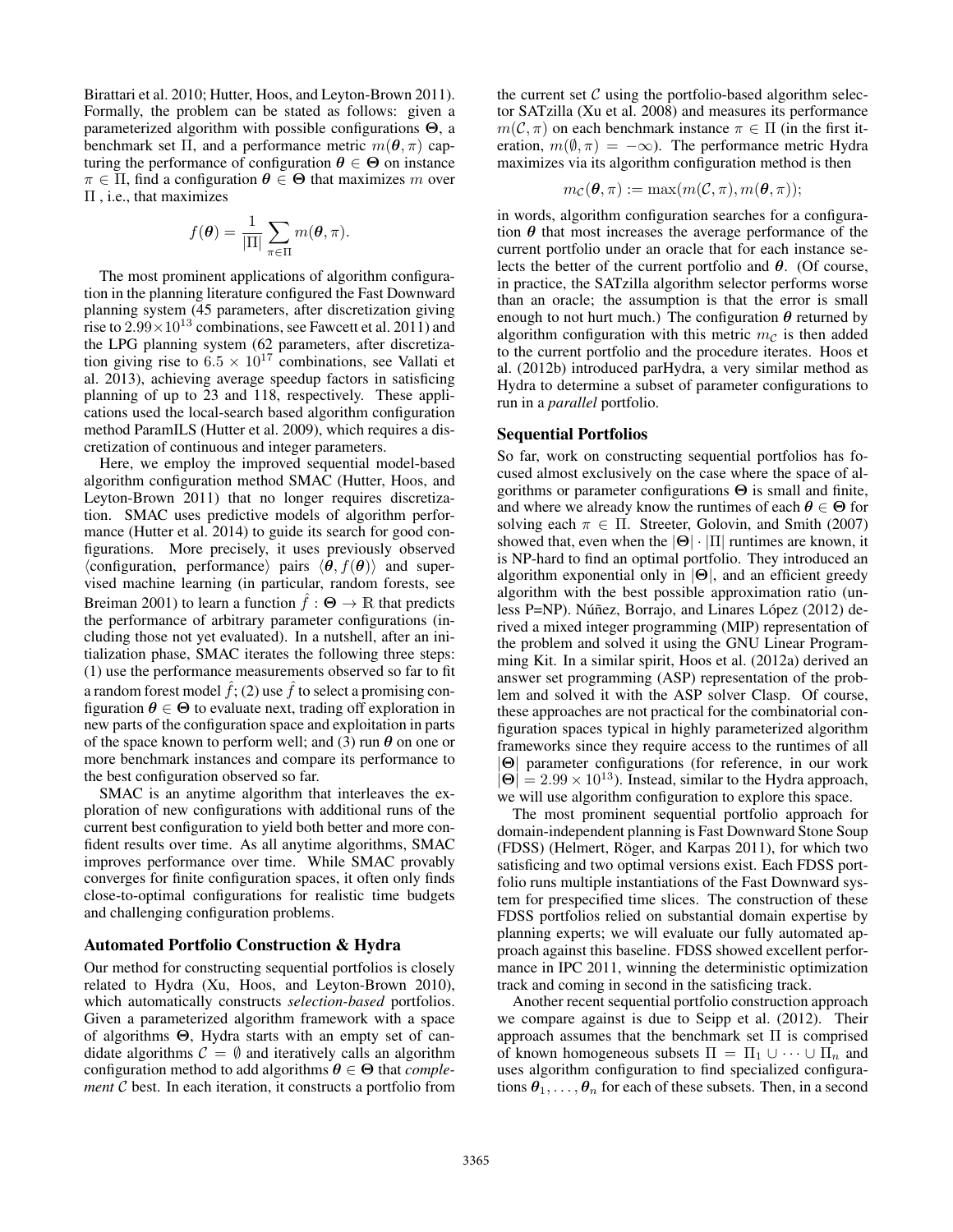Birattari et al. 2010; Hutter, Hoos, and Leyton-Brown 2011). Formally, the problem can be stated as follows: given a parameterized algorithm with possible configurations $\mathbf{\Theta}$, a benchmark set $\Pi$, and a performance metric $m(\boldsymbol{\theta}, \pi)$ capturing the performance of configuration $\boldsymbol{\theta} \in \mathbf{\Theta}$ on instance $\pi \in \Pi$, find a configuration $\boldsymbol{\theta} \in \mathbf{\Theta}$ that maximizes $m$ over $\Pi$ , i.e., that maximizes

$$f(\boldsymbol{\theta}) = \frac{1}{|\Pi|} \sum_{\pi \in \Pi} m(\boldsymbol{\theta}, \pi).$$

The most prominent applications of algorithm configuration in the planning literature configured the Fast Downward planning system (45 parameters, after discretization giving rise to $2.99 \times 10^{13}$ combinations, see Fawcett et al. 2011) and the LPG planning system (62 parameters, after discretization giving rise to $6.5 \times 10^{17}$ combinations, see Vallati et al. 2013), achieving average speedup factors in satisficing planning of up to 23 and 118, respectively. These applications used the local-search based algorithm configuration method ParamILS (Hutter et al. 2009), which requires a discretization of continuous and integer parameters.

Here, we employ the improved sequential model-based algorithm configuration method SMAC (Hutter, Hoos, and Leyton-Brown 2011) that no longer requires discretization. SMAC uses predictive models of algorithm performance (Hutter et al. 2014) to guide its search for good configurations. More precisely, it uses previously observed $\langle$configuration, performance$\rangle$ pairs $\langle \boldsymbol{\theta}, f(\boldsymbol{\theta}) \rangle$ and supervised machine learning (in particular, random forests, see Breiman 2001) to learn a function $\hat{f} : \mathbf{\Theta} \rightarrow \mathbb{R}$ that predicts the performance of arbitrary parameter configurations (including those not yet evaluated). In a nutshell, after an initialization phase, SMAC iterates the following three steps: (1) use the performance measurements observed so far to fit a random forest model $\hat{f}$; (2) use $\hat{f}$ to select a promising configuration $\boldsymbol{\theta} \in \mathbf{\Theta}$ to evaluate next, trading off exploration in new parts of the configuration space and exploitation in parts of the space known to perform well; and (3) run $\boldsymbol{\theta}$ on one or more benchmark instances and compare its performance to the best configuration observed so far.

SMAC is an anytime algorithm that interleaves the exploration of new configurations with additional runs of the current best configuration to yield both better and more confident results over time. As all anytime algorithms, SMAC improves performance over time. While SMAC provably converges for finite configuration spaces, it often only finds close-to-optimal configurations for realistic time budgets and challenging configuration problems.

## Automated Portfolio Construction & Hydra

Our method for constructing sequential portfolios is closely related to Hydra (Xu, Hoos, and Leyton-Brown 2010), which automatically constructs *selection-based* portfolios. Given a parameterized algorithm framework with a space of algorithms $\mathbf{\Theta}$, Hydra starts with an empty set of candidate algorithms $\mathcal{C} = \emptyset$ and iteratively calls an algorithm configuration method to add algorithms $\boldsymbol{\theta} \in \mathbf{\Theta}$ that *complement* $\mathcal{C}$ best. In each iteration, it constructs a portfolio from the current set $\mathcal{C}$ using the portfolio-based algorithm selector SATzilla (Xu et al. 2008) and measures its performance $m(\mathcal{C}, \pi)$ on each benchmark instance $\pi \in \Pi$ (in the first iteration, $m(\emptyset, \pi) = -\infty$). The performance metric Hydra maximizes via its algorithm configuration method is then

$$m_{\mathcal{C}}(\boldsymbol{\theta}, \pi) := \max(m(\mathcal{C}, \pi), m(\boldsymbol{\theta}, \pi));$$

in words, algorithm configuration searches for a configuration $\boldsymbol{\theta}$ that most increases the average performance of the current portfolio under an oracle that for each instance selects the better of the current portfolio and $\boldsymbol{\theta}$. (Of course, in practice, the SATzilla algorithm selector performs worse than an oracle; the assumption is that the error is small enough to not hurt much.) The configuration $\boldsymbol{\theta}$ returned by algorithm configuration with this metric $m_{\mathcal{C}}$ is then added to the current portfolio and the procedure iterates. Hoos et al. (2012b) introduced parHydra, a very similar method as Hydra to determine a subset of parameter configurations to run in a *parallel* portfolio.

## Sequential Portfolios

So far, work on constructing sequential portfolios has focused almost exclusively on the case where the space of algorithms or parameter configurations $\mathbf{\Theta}$ is small and finite, and where we already know the runtimes of each $\boldsymbol{\theta} \in \mathbf{\Theta}$ for solving each $\pi \in \Pi$. Streeter, Golovin, and Smith (2007) showed that, even when the $|\mathbf{\Theta}| \cdot |\Pi|$ runtimes are known, it is NP-hard to find an optimal portfolio. They introduced an algorithm exponential only in $|\mathbf{\Theta}|$, and an efficient greedy algorithm with the best possible approximation ratio (unless P=NP). Núñez, Borrajo, and Linares López (2012) derived a mixed integer programming (MIP) representation of the problem and solved it using the GNU Linear Programming Kit. In a similar spirit, Hoos et al. (2012a) derived an answer set programming (ASP) representation of the problem and solved it with the ASP solver Clasp. Of course, these approaches are not practical for the combinatorial configuration spaces typical in highly parameterized algorithm frameworks since they require access to the runtimes of all $|\mathbf{\Theta}|$ parameter configurations (for reference, in our work $|\mathbf{\Theta}| = 2.99 \times 10^{13}$). Instead, similar to the Hydra approach, we will use algorithm configuration to explore this space.

The most prominent sequential portfolio approach for domain-independent planning is Fast Downward Stone Soup (FDSS) (Helmert, Röger, and Karpas 2011), for which two satisficing and two optimal versions exist. Each FDSS portfolio runs multiple instantiations of the Fast Downward system for prespecified time slices. The construction of these FDSS portfolios relied on substantial domain expertise by planning experts; we will evaluate our fully automated approach against this baseline. FDSS showed excellent performance in IPC 2011, winning the deterministic optimization track and coming in second in the satisficing track.

Another recent sequential portfolio construction approach we compare against is due to Seipp et al. (2012). Their approach assumes that the benchmark set $\Pi$ is comprised of known homogeneous subsets $\Pi = \Pi_1 \cup \cdots \cup \Pi_n$ and uses algorithm configuration to find specialized configurations $\boldsymbol{\theta}_1, \ldots, \boldsymbol{\theta}_n$ for each of these subsets. Then, in a second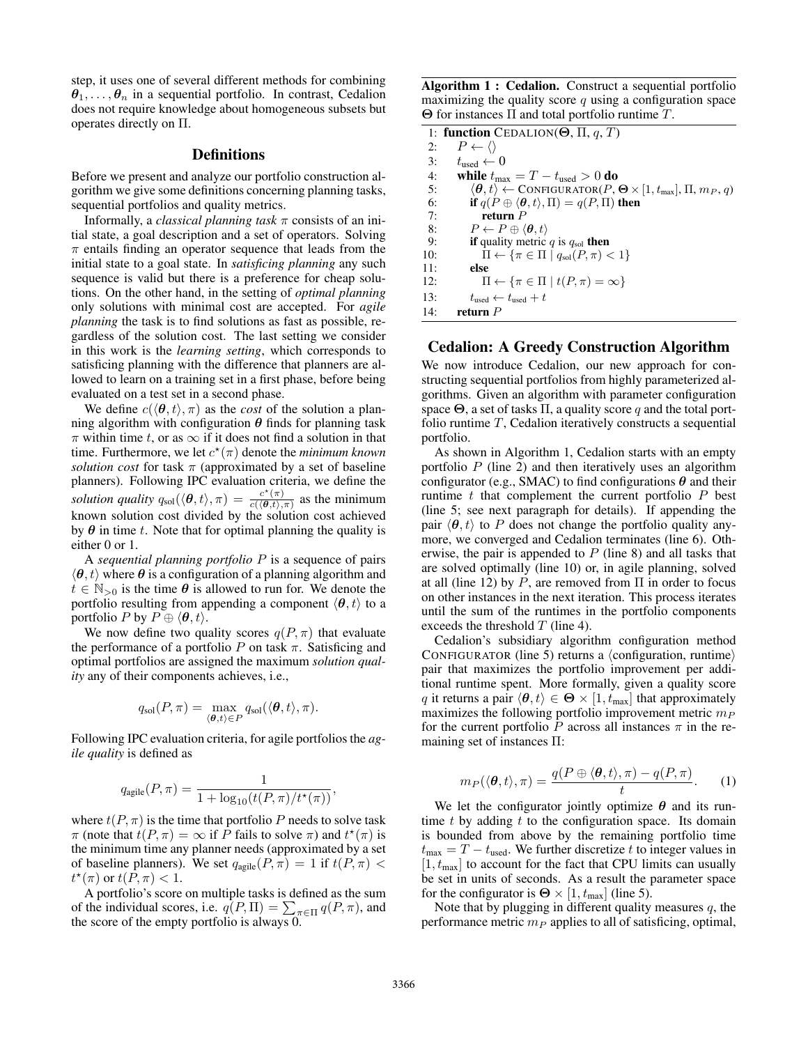step, it uses one of several different methods for combining $\boldsymbol{\theta}_1, \ldots, \boldsymbol{\theta}_n$ in a sequential portfolio. In contrast, Cedalion does not require knowledge about homogeneous subsets but operates directly on $\Pi$.

## Definitions

Before we present and analyze our portfolio construction algorithm we give some definitions concerning planning tasks, sequential portfolios and quality metrics.

Informally, a *classical planning task* $\pi$ consists of an initial state, a goal description and a set of operators. Solving $\pi$ entails finding an operator sequence that leads from the initial state to a goal state. In *satisficing planning* any such sequence is valid but there is a preference for cheap solutions. On the other hand, in the setting of *optimal planning* only solutions with minimal cost are accepted. For *agile planning* the task is to find solutions as fast as possible, regardless of the solution cost. The last setting we consider in this work is the *learning setting*, which corresponds to satisficing planning with the difference that planners are allowed to learn on a training set in a first phase, before being evaluated on a test set in a second phase.

We define $c(\langle \boldsymbol{\theta}, t \rangle, \pi)$ as the *cost* of the solution a planning algorithm with configuration $\boldsymbol{\theta}$ finds for planning task $\pi$ within time $t$, or as $\infty$ if it does not find a solution in that time. Furthermore, we let $c^\star(\pi)$ denote the *minimum known solution cost* for task $\pi$ (approximated by a set of baseline planners). Following IPC evaluation criteria, we define the *solution quality* $q_{\text{sol}}(\langle \boldsymbol{\theta}, t \rangle, \pi) = \frac{c^\star(\pi)}{c(\langle \boldsymbol{\theta}, t \rangle, \pi)}$ as the minimum known solution cost divided by the solution cost achieved by $\boldsymbol{\theta}$ in time $t$. Note that for optimal planning the quality is either 0 or 1.

A *sequential planning portfolio* $P$ is a sequence of pairs $\langle \boldsymbol{\theta}, t \rangle$ where $\boldsymbol{\theta}$ is a configuration of a planning algorithm and $t \in \mathbb{N}_{>0}$ is the time $\boldsymbol{\theta}$ is allowed to run for. We denote the portfolio resulting from appending a component $\langle \boldsymbol{\theta}, t \rangle$ to a portfolio $P$ by $P \oplus \langle \boldsymbol{\theta}, t \rangle$.

We now define two quality scores $q(P, \pi)$ that evaluate the performance of a portfolio $P$ on task $\pi$. Satisficing and optimal portfolios are assigned the maximum *solution quality* any of their components achieves, i.e.,

$$q_{\text{sol}}(P, \pi) = \max_{\langle \boldsymbol{\theta}, t \rangle \in P} q_{\text{sol}}(\langle \boldsymbol{\theta}, t \rangle, \pi).$$

Following IPC evaluation criteria, for agile portfolios the *agile quality* is defined as

$$q_{\text{agile}}(P, \pi) = \frac{1}{1 + \log_{10}(t(P, \pi)/t^\star(\pi))},$$

where $t(P, \pi)$ is the time that portfolio $P$ needs to solve task $\pi$ (note that $t(P, \pi) = \infty$ if $P$ fails to solve $\pi$) and $t^\star(\pi)$ is the minimum time any planner needs (approximated by a set of baseline planners). We set $q_{\text{agile}}(P, \pi) = 1$ if $t(P, \pi) < t^\star(\pi)$ or $t(P, \pi) < 1$.

A portfolio's score on multiple tasks is defined as the sum of the individual scores, i.e. $q(P, \Pi) = \sum_{\pi \in \Pi} q(P, \pi)$, and the score of the empty portfolio is always 0.

**Algorithm 1 : Cedalion.** Construct a sequential portfolio maximizing the quality score $q$ using a configuration space $\boldsymbol{\Theta}$ for instances $\Pi$ and total portfolio runtime $T$.

```
 1: function CEDALION(Θ, Π, q, T)
 2:     P ← ⟨⟩
 3:     t_used ← 0
 4:     while t_max = T − t_used > 0 do
 5:         ⟨θ, t⟩ ← CONFIGURATOR(P, Θ × [1, t_max], Π, m_P, q)
 6:         if q(P ⊕ ⟨θ, t⟩, Π) = q(P, Π) then
 7:             return P
 8:         P ← P ⊕ ⟨θ, t⟩
 9:         if quality metric q is q_sol then
10:             Π ← {π ∈ Π | q_sol(P, π) < 1}
11:         else
12:             Π ← {π ∈ Π | t(P, π) = ∞}
13:         t_used ← t_used + t
14:     return P
```

## Cedalion: A Greedy Construction Algorithm

We now introduce Cedalion, our new approach for constructing sequential portfolios from highly parameterized algorithms. Given an algorithm with parameter configuration space $\boldsymbol{\Theta}$, a set of tasks $\Pi$, a quality score $q$ and the total portfolio runtime $T$, Cedalion iteratively constructs a sequential portfolio.

As shown in Algorithm 1, Cedalion starts with an empty portfolio $P$ (line 2) and then iteratively uses an algorithm configurator (e.g., SMAC) to find configurations $\boldsymbol{\theta}$ and their runtime $t$ that complement the current portfolio $P$ best (line 5; see next paragraph for details). If appending the pair $\langle \boldsymbol{\theta}, t \rangle$ to $P$ does not change the portfolio quality anymore, we converged and Cedalion terminates (line 6). Otherwise, the pair is appended to $P$ (line 8) and all tasks that are solved optimally (line 10) or, in agile planning, solved at all (line 12) by $P$, are removed from $\Pi$ in order to focus on other instances in the next iteration. This process iterates until the sum of the runtimes in the portfolio components exceeds the threshold $T$ (line 4).

Cedalion's subsidiary algorithm configuration method CONFIGURATOR (line 5) returns a $\langle$configuration, runtime$\rangle$ pair that maximizes the portfolio improvement per additional runtime spent. More formally, given a quality score $q$ it returns a pair $\langle \boldsymbol{\theta}, t \rangle \in \boldsymbol{\Theta} \times [1, t_{\max}]$ that approximately maximizes the following portfolio improvement metric $m_P$ for the current portfolio $P$ across all instances $\pi$ in the remaining set of instances $\Pi$:

$$m_P(\langle \boldsymbol{\theta}, t \rangle, \pi) = \frac{q(P \oplus \langle \boldsymbol{\theta}, t \rangle, \pi) - q(P, \pi)}{t}. \qquad (1)$$

We let the configurator jointly optimize $\boldsymbol{\theta}$ and its runtime $t$ by adding $t$ to the configuration space. Its domain is bounded from above by the remaining portfolio time $t_{\max} = T - t_{\text{used}}$. We further discretize $t$ to integer values in $[1, t_{\max}]$ to account for the fact that CPU limits can usually be set in units of seconds. As a result the parameter space for the configurator is $\boldsymbol{\Theta} \times [1, t_{\max}]$ (line 5).

Note that by plugging in different quality measures $q$, the performance metric $m_P$ applies to all of satisficing, optimal,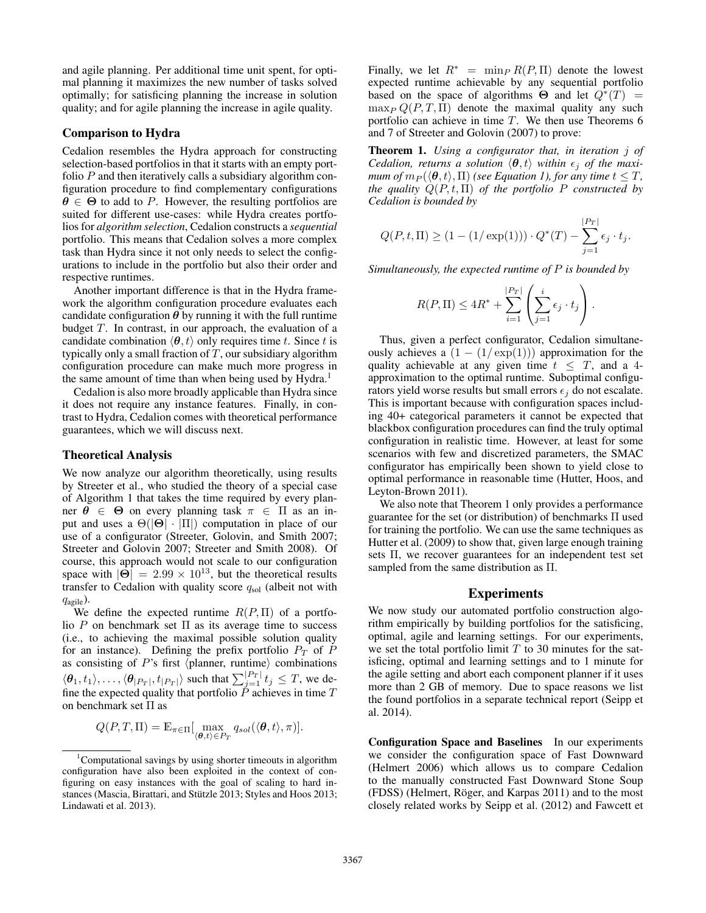and agile planning. Per additional time unit spent, for optimal planning it maximizes the new number of tasks solved optimally; for satisficing planning the increase in solution quality; and for agile planning the increase in agile quality.

### Comparison to Hydra

Cedalion resembles the Hydra approach for constructing selection-based portfolios in that it starts with an empty portfolio $P$ and then iteratively calls a subsidiary algorithm configuration procedure to find complementary configurations $\boldsymbol{\theta} \in \boldsymbol{\Theta}$ to add to $P$. However, the resulting portfolios are suited for different use-cases: while Hydra creates portfolios for *algorithm selection*, Cedalion constructs a *sequential* portfolio. This means that Cedalion solves a more complex task than Hydra since it not only needs to select the configurations to include in the portfolio but also their order and respective runtimes.

Another important difference is that in the Hydra framework the algorithm configuration procedure evaluates each candidate configuration $\boldsymbol{\theta}$ by running it with the full runtime budget $T$. In contrast, in our approach, the evaluation of a candidate combination $\langle \boldsymbol{\theta}, t \rangle$ only requires time $t$. Since $t$ is typically only a small fraction of $T$, our subsidiary algorithm configuration procedure can make much more progress in the same amount of time than when being used by Hydra.[1]

Cedalion is also more broadly applicable than Hydra since it does not require any instance features. Finally, in contrast to Hydra, Cedalion comes with theoretical performance guarantees, which we will discuss next.

### Theoretical Analysis

We now analyze our algorithm theoretically, using results by Streeter et al., who studied the theory of a special case of Algorithm 1 that takes the time required by every planner $\boldsymbol{\theta} \in \boldsymbol{\Theta}$ on every planning task $\pi \in \Pi$ as an input and uses a $\Theta(|\boldsymbol{\Theta}| \cdot |\Pi|)$ computation in place of our use of a configurator (Streeter, Golovin, and Smith 2007; Streeter and Golovin 2007; Streeter and Smith 2008). Of course, this approach would not scale to our configuration space with $|\boldsymbol{\Theta}| = 2.99 \times 10^{13}$, but the theoretical results transfer to Cedalion with quality score $q_{\text{sol}}$ (albeit not with $q_{\text{agile}}$).

We define the expected runtime $R(P, \Pi)$ of a portfolio $P$ on benchmark set $\Pi$ as its average time to success (i.e., to achieving the maximal possible solution quality for an instance). Defining the prefix portfolio $P_T$ of $P$ as consisting of $P$'s first $\langle$planner, runtime$\rangle$ combinations $\langle \boldsymbol{\theta}_1, t_1 \rangle, \ldots, \langle \boldsymbol{\theta}_{|P_T|}, t_{|P_T|} \rangle$ such that $\sum_{j=1}^{|P_T|} t_j \leq T$, we define the expected quality that portfolio $P$ achieves in time $T$ on benchmark set $\Pi$ as

$$Q(P, T, \Pi) = \mathbb{E}_{\pi \in \Pi}[\max_{\langle \boldsymbol{\theta}, t \rangle \in P_T} q_{sol}(\langle \boldsymbol{\theta}, t \rangle, \pi)].$$

Finally, we let $R^* = \min_P R(P, \Pi)$ denote the lowest expected runtime achievable by any sequential portfolio based on the space of algorithms $\boldsymbol{\Theta}$ and let $Q^*(T) = \max_P Q(P, T, \Pi)$ denote the maximal quality any such portfolio can achieve in time $T$. We then use Theorems 6 and 7 of Streeter and Golovin (2007) to prove:

**Theorem 1.** *Using a configurator that, in iteration $j$ of Cedalion, returns a solution $\langle \boldsymbol{\theta}, t \rangle$ within $\epsilon_j$ of the maximum of $m_P(\langle \boldsymbol{\theta}, t \rangle, \Pi)$ (see Equation 1), for any time $t \leq T$, the quality $Q(P, t, \Pi)$ of the portfolio $P$ constructed by Cedalion is bounded by*

$$Q(P, t, \Pi) \geq (1 - (1/\exp(1))) \cdot Q^*(T) - \sum_{j=1}^{|P_T|} \epsilon_j \cdot t_j.$$

*Simultaneously, the expected runtime of $P$ is bounded by*

$$R(P, \Pi) \leq 4R^* + \sum_{i=1}^{|P_T|} \left( \sum_{j=1}^{i} \epsilon_j \cdot t_j \right).$$

Thus, given a perfect configurator, Cedalion simultaneously achieves a $(1 - (1/\exp(1)))$ approximation for the quality achievable at any given time $t \leq T$, and a 4-approximation to the optimal runtime. Suboptimal configurators yield worse results but small errors $\epsilon_j$ do not escalate. This is important because with configuration spaces including 40+ categorical parameters it cannot be expected that blackbox configuration procedures can find the truly optimal configuration in realistic time. However, at least for some scenarios with few and discretized parameters, the SMAC configurator has empirically been shown to yield close to optimal performance in reasonable time (Hutter, Hoos, and Leyton-Brown 2011).

We also note that Theorem 1 only provides a performance guarantee for the set (or distribution) of benchmarks $\Pi$ used for training the portfolio. We can use the same techniques as Hutter et al. (2009) to show that, given large enough training sets $\Pi$, we recover guarantees for an independent test set sampled from the same distribution as $\Pi$.

## Experiments

We now study our automated portfolio construction algorithm empirically by building portfolios for the satisficing, optimal, agile and learning settings. For our experiments, we set the total portfolio limit $T$ to 30 minutes for the satisficing, optimal and learning settings and to 1 minute for the agile setting and abort each component planner if it uses more than 2 GB of memory. Due to space reasons we list the found portfolios in a separate technical report (Seipp et al. 2014).

**Configuration Space and Baselines** In our experiments we consider the configuration space of Fast Downward (Helmert 2006) which allows us to compare Cedalion to the manually constructed Fast Downward Stone Soup (FDSS) (Helmert, Röger, and Karpas 2011) and to the most closely related works by Seipp et al. (2012) and Fawcett et

---

[1] Computational savings by using shorter timeouts in algorithm configuration have also been exploited in the context of configuring on easy instances with the goal of scaling to hard instances (Mascia, Birattari, and Stützle 2013; Styles and Hoos 2013; Lindawati et al. 2013).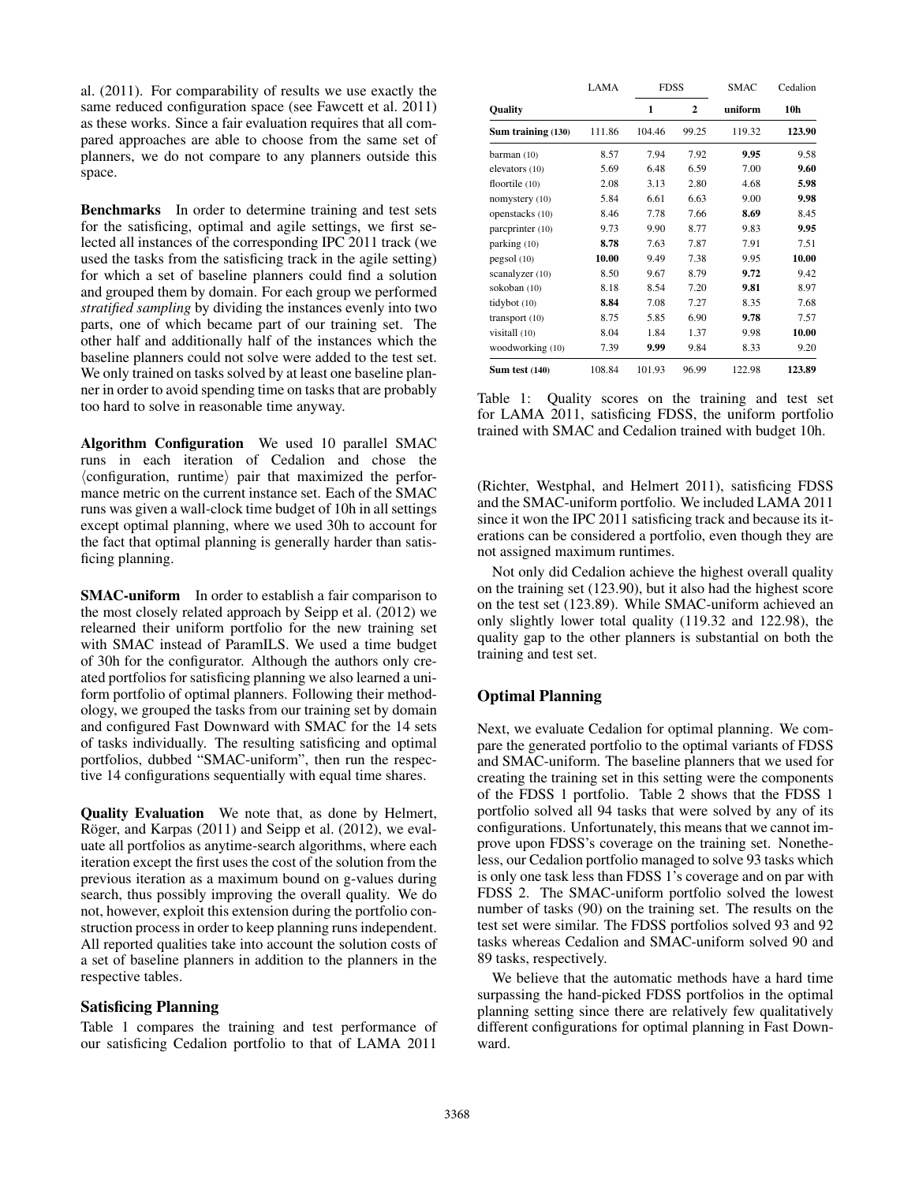al. (2011). For comparability of results we use exactly the same reduced configuration space (see Fawcett et al. 2011) as these works. Since a fair evaluation requires that all compared approaches are able to choose from the same set of planners, we do not compare to any planners outside this space.

**Benchmarks** In order to determine training and test sets for the satisficing, optimal and agile settings, we first selected all instances of the corresponding IPC 2011 track (we used the tasks from the satisficing track in the agile setting) for which a set of baseline planners could find a solution and grouped them by domain. For each group we performed *stratified sampling* by dividing the instances evenly into two parts, one of which became part of our training set. The other half and additionally half of the instances which the baseline planners could not solve were added to the test set. We only trained on tasks solved by at least one baseline planner in order to avoid spending time on tasks that are probably too hard to solve in reasonable time anyway.

**Algorithm Configuration** We used 10 parallel SMAC runs in each iteration of Cedalion and chose the $\langle$configuration, runtime$\rangle$ pair that maximized the performance metric on the current instance set. Each of the SMAC runs was given a wall-clock time budget of 10h in all settings except optimal planning, where we used 30h to account for the fact that optimal planning is generally harder than satisficing planning.

**SMAC-uniform** In order to establish a fair comparison to the most closely related approach by Seipp et al. (2012) we relearned their uniform portfolio for the new training set with SMAC instead of ParamILS. We used a time budget of 30h for the configurator. Although the authors only created portfolios for satisficing planning we also learned a uniform portfolio of optimal planners. Following their methodology, we grouped the tasks from our training set by domain and configured Fast Downward with SMAC for the 14 sets of tasks individually. The resulting satisficing and optimal portfolios, dubbed "SMAC-uniform", then run the respective 14 configurations sequentially with equal time shares.

**Quality Evaluation** We note that, as done by Helmert, Röger, and Karpas (2011) and Seipp et al. (2012), we evaluate all portfolios as anytime-search algorithms, where each iteration except the first uses the cost of the solution from the previous iteration as a maximum bound on g-values during search, thus possibly improving the overall quality. We do not, however, exploit this extension during the portfolio construction process in order to keep planning runs independent. All reported qualities take into account the solution costs of a set of baseline planners in addition to the planners in the respective tables.

## Satisficing Planning

Table 1 compares the training and test performance of our satisficing Cedalion portfolio to that of LAMA 2011 (Richter, Westphal, and Helmert 2011), satisficing FDSS and the SMAC-uniform portfolio. We included LAMA 2011 since it won the IPC 2011 satisficing track and because its iterations can be considered a portfolio, even though they are not assigned maximum runtimes.

| | LAMA | FDSS | | SMAC | Cedalion |
|---|---|---|---|---|---|
| **Quality** | | **1** | **2** | **uniform** | **10h** |
| **Sum training (130)** | 111.86 | 104.46 | 99.25 | 119.32 | **123.90** |
| barman (10) | 8.57 | 7.94 | 7.92 | **9.95** | 9.58 |
| elevators (10) | 5.69 | 6.48 | 6.59 | 7.00 | **9.60** |
| floortile (10) | 2.08 | 3.13 | 2.80 | 4.68 | **5.98** |
| nomystery (10) | 5.84 | 6.61 | 6.63 | 9.00 | **9.98** |
| openstacks (10) | 8.46 | 7.78 | 7.66 | **8.69** | 8.45 |
| parcprinter (10) | 9.73 | 9.90 | 8.77 | 9.83 | **9.95** |
| parking (10) | **8.78** | 7.63 | 7.87 | 7.91 | 7.51 |
| pegsol (10) | **10.00** | 9.49 | 7.38 | 9.95 | **10.00** |
| scanalyzer (10) | 8.50 | 9.67 | 8.79 | **9.72** | 9.42 |
| sokoban (10) | 8.18 | 8.54 | 7.20 | **9.81** | 8.97 |
| tidybot (10) | **8.84** | 7.08 | 7.27 | 8.35 | 7.68 |
| transport (10) | 8.75 | 5.85 | 6.90 | **9.78** | 7.57 |
| visitall (10) | 8.04 | 1.84 | 1.37 | 9.98 | **10.00** |
| woodworking (10) | 7.39 | **9.99** | 9.84 | 8.33 | 9.20 |
| **Sum test (140)** | 108.84 | 101.93 | 96.99 | 122.98 | **123.89** |

Table 1: Quality scores on the training and test set for LAMA 2011, satisficing FDSS, the uniform portfolio trained with SMAC and Cedalion trained with budget 10h.

Not only did Cedalion achieve the highest overall quality on the training set (123.90), but it also had the highest score on the test set (123.89). While SMAC-uniform achieved an only slightly lower total quality (119.32 and 122.98), the quality gap to the other planners is substantial on both the training and test set.

## Optimal Planning

Next, we evaluate Cedalion for optimal planning. We compare the generated portfolio to the optimal variants of FDSS and SMAC-uniform. The baseline planners that we used for creating the training set in this setting were the components of the FDSS 1 portfolio. Table 2 shows that the FDSS 1 portfolio solved all 94 tasks that were solved by any of its configurations. Unfortunately, this means that we cannot improve upon FDSS's coverage on the training set. Nonetheless, our Cedalion portfolio managed to solve 93 tasks which is only one task less than FDSS 1's coverage and on par with FDSS 2. The SMAC-uniform portfolio solved the lowest number of tasks (90) on the training set. The results on the test set were similar. The FDSS portfolios solved 93 and 92 tasks whereas Cedalion and SMAC-uniform solved 90 and 89 tasks, respectively.

We believe that the automatic methods have a hard time surpassing the hand-picked FDSS portfolios in the optimal planning setting since there are relatively few qualitatively different configurations for optimal planning in Fast Downward.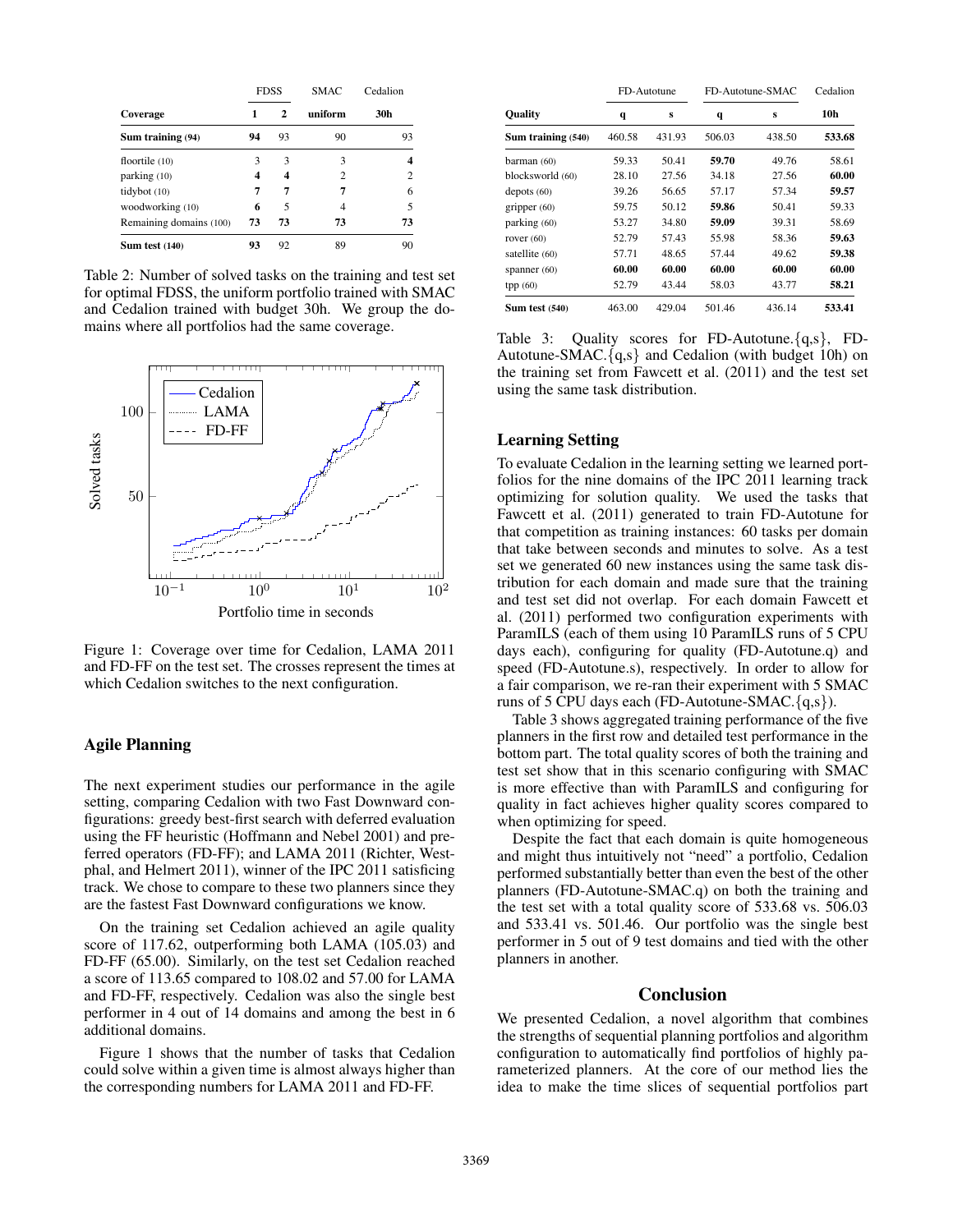| Coverage | FDSS 1 | FDSS 2 | SMAC uniform | Cedalion 30h |
|---|---|---|---|---|
| **Sum training (94)** | **94** | 93 | 90 | 93 |
| floortile (10) | 3 | 3 | 3 | **4** |
| parking (10) | **4** | **4** | 2 | 2 |
| tidybot (10) | **7** | **7** | **7** | 6 |
| woodworking (10) | **6** | 5 | 4 | 5 |
| Remaining domains (100) | **73** | **73** | **73** | **73** |
| **Sum test (140)** | **93** | 92 | 89 | 90 |

Table 2: Number of solved tasks on the training and test set for optimal FDSS, the uniform portfolio trained with SMAC and Cedalion trained with budget 30h. We group the domains where all portfolios had the same coverage.

Figure 1: Coverage over time for Cedalion, LAMA 2011 and FD-FF on the test set. The crosses represent the times at which Cedalion switches to the next configuration.

## Agile Planning

The next experiment studies our performance in the agile setting, comparing Cedalion with two Fast Downward configurations: greedy best-first search with deferred evaluation using the FF heuristic (Hoffmann and Nebel 2001) and preferred operators (FD-FF); and LAMA 2011 (Richter, Westphal, and Helmert 2011), winner of the IPC 2011 satisficing track. We chose to compare to these two planners since they are the fastest Fast Downward configurations we know.

On the training set Cedalion achieved an agile quality score of 117.62, outperforming both LAMA (105.03) and FD-FF (65.00). Similarly, on the test set Cedalion reached a score of 113.65 compared to 108.02 and 57.00 for LAMA and FD-FF, respectively. Cedalion was also the single best performer in 4 out of 14 domains and among the best in 6 additional domains.

Figure 1 shows that the number of tasks that Cedalion could solve within a given time is almost always higher than the corresponding numbers for LAMA 2011 and FD-FF.

| Quality | FD-Autotune q | FD-Autotune s | FD-Autotune-SMAC q | FD-Autotune-SMAC s | Cedalion 10h |
|---|---|---|---|---|---|
| **Sum training (540)** | 460.58 | 431.93 | 506.03 | 438.50 | **533.68** |
| barman (60) | 59.33 | 50.41 | **59.70** | 49.76 | 58.61 |
| blocksworld (60) | 28.10 | 27.56 | 34.18 | 27.56 | **60.00** |
| depots (60) | 39.26 | 56.65 | 57.17 | 57.34 | **59.57** |
| gripper (60) | 59.75 | 50.12 | **59.86** | 50.41 | 59.33 |
| parking (60) | 53.27 | 34.80 | **59.09** | 39.31 | 58.69 |
| rover (60) | 52.79 | 57.43 | 55.98 | 58.36 | **59.63** |
| satellite (60) | 57.71 | 48.65 | 57.44 | 49.62 | **59.38** |
| spanner (60) | **60.00** | **60.00** | **60.00** | **60.00** | **60.00** |
| tpp (60) | 52.79 | 43.44 | 58.03 | 43.77 | **58.21** |
| **Sum test (540)** | 463.00 | 429.04 | 501.46 | 436.14 | **533.41** |

Table 3: Quality scores for FD-Autotune.{q,s}, FD-Autotune-SMAC.{q,s} and Cedalion (with budget 10h) on the training set from Fawcett et al. (2011) and the test set using the same task distribution.

## Learning Setting

To evaluate Cedalion in the learning setting we learned portfolios for the nine domains of the IPC 2011 learning track optimizing for solution quality. We used the tasks that Fawcett et al. (2011) generated to train FD-Autotune for that competition as training instances: 60 tasks per domain that take between seconds and minutes to solve. As a test set we generated 60 new instances using the same task distribution for each domain and made sure that the training and test set did not overlap. For each domain Fawcett et al. (2011) performed two configuration experiments with ParamILS (each of them using 10 ParamILS runs of 5 CPU days each), configuring for quality (FD-Autotune.q) and speed (FD-Autotune.s), respectively. In order to allow for a fair comparison, we re-ran their experiment with 5 SMAC runs of 5 CPU days each (FD-Autotune-SMAC.{q,s}).

Table 3 shows aggregated training performance of the five planners in the first row and detailed test performance in the bottom part. The total quality scores of both the training and test set show that in this scenario configuring with SMAC is more effective than with ParamILS and configuring for quality in fact achieves higher quality scores compared to when optimizing for speed.

Despite the fact that each domain is quite homogeneous and might thus intuitively not "need" a portfolio, Cedalion performed substantially better than even the best of the other planners (FD-Autotune-SMAC.q) on both the training and the test set with a total quality score of 533.68 vs. 506.03 and 533.41 vs. 501.46. Our portfolio was the single best performer in 5 out of 9 test domains and tied with the other planners in another.

## Conclusion

We presented Cedalion, a novel algorithm that combines the strengths of sequential planning portfolios and algorithm configuration to automatically find portfolios of highly parameterized planners. At the core of our method lies the idea to make the time slices of sequential portfolios part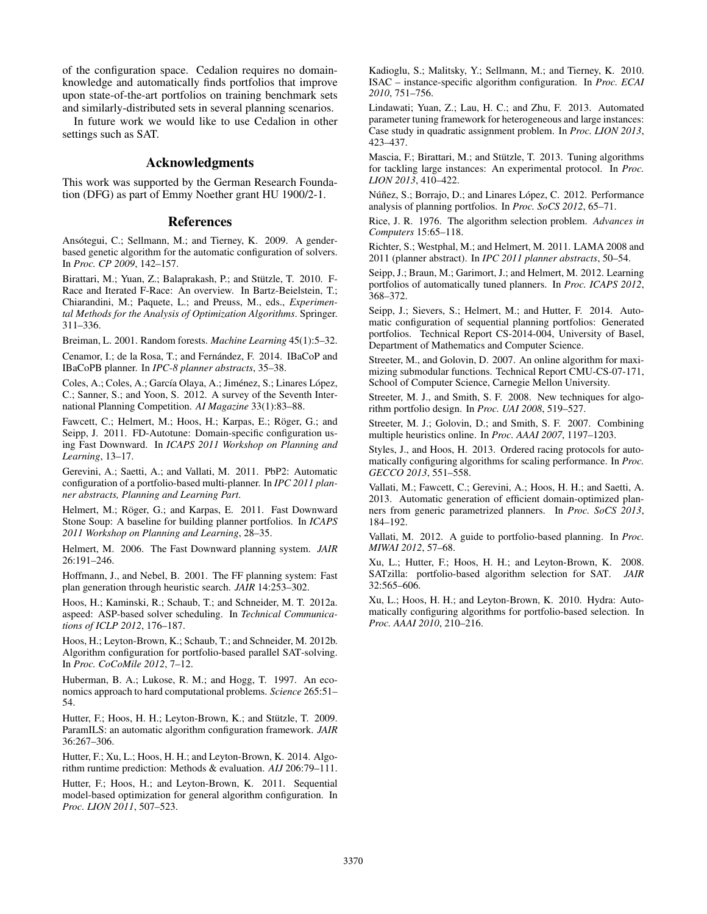of the configuration space. Cedalion requires no domain-knowledge and automatically finds portfolios that improve upon state-of-the-art portfolios on training benchmark sets and similarly-distributed sets in several planning scenarios.

In future work we would like to use Cedalion in other settings such as SAT.

## Acknowledgments

This work was supported by the German Research Foundation (DFG) as part of Emmy Noether grant HU 1900/2-1.

## References

Ansótegui, C.; Sellmann, M.; and Tierney, K. 2009. A gender-based genetic algorithm for the automatic configuration of solvers. In *Proc. CP 2009*, 142–157.

Birattari, M.; Yuan, Z.; Balaprakash, P.; and Stützle, T. 2010. F-Race and Iterated F-Race: An overview. In Bartz-Beielstein, T.; Chiarandini, M.; Paquete, L.; and Preuss, M., eds., *Experimental Methods for the Analysis of Optimization Algorithms*. Springer. 311–336.

Breiman, L. 2001. Random forests. *Machine Learning* 45(1):5–32.

Cenamor, I.; de la Rosa, T.; and Fernández, F. 2014. IBaCoP and IBaCoPB planner. In *IPC-8 planner abstracts*, 35–38.

Coles, A.; Coles, A.; García Olaya, A.; Jiménez, S.; Linares López, C.; Sanner, S.; and Yoon, S. 2012. A survey of the Seventh International Planning Competition. *AI Magazine* 33(1):83–88.

Fawcett, C.; Helmert, M.; Hoos, H.; Karpas, E.; Röger, G.; and Seipp, J. 2011. FD-Autotune: Domain-specific configuration using Fast Downward. In *ICAPS 2011 Workshop on Planning and Learning*, 13–17.

Gerevini, A.; Saetti, A.; and Vallati, M. 2011. PbP2: Automatic configuration of a portfolio-based multi-planner. In *IPC 2011 planner abstracts, Planning and Learning Part*.

Helmert, M.; Röger, G.; and Karpas, E. 2011. Fast Downward Stone Soup: A baseline for building planner portfolios. In *ICAPS 2011 Workshop on Planning and Learning*, 28–35.

Helmert, M. 2006. The Fast Downward planning system. *JAIR* 26:191–246.

Hoffmann, J., and Nebel, B. 2001. The FF planning system: Fast plan generation through heuristic search. *JAIR* 14:253–302.

Hoos, H.; Kaminski, R.; Schaub, T.; and Schneider, M. T. 2012a. aspeed: ASP-based solver scheduling. In *Technical Communications of ICLP 2012*, 176–187.

Hoos, H.; Leyton-Brown, K.; Schaub, T.; and Schneider, M. 2012b. Algorithm configuration for portfolio-based parallel SAT-solving. In *Proc. CoCoMile 2012*, 7–12.

Huberman, B. A.; Lukose, R. M.; and Hogg, T. 1997. An economics approach to hard computational problems. *Science* 265:51–54.

Hutter, F.; Hoos, H. H.; Leyton-Brown, K.; and Stützle, T. 2009. ParamILS: an automatic algorithm configuration framework. *JAIR* 36:267–306.

Hutter, F.; Xu, L.; Hoos, H. H.; and Leyton-Brown, K. 2014. Algorithm runtime prediction: Methods & evaluation. *AIJ* 206:79–111.

Hutter, F.; Hoos, H.; and Leyton-Brown, K. 2011. Sequential model-based optimization for general algorithm configuration. In *Proc. LION 2011*, 507–523.

Kadioglu, S.; Malitsky, Y.; Sellmann, M.; and Tierney, K. 2010. ISAC – instance-specific algorithm configuration. In *Proc. ECAI 2010*, 751–756.

Lindawati; Yuan, Z.; Lau, H. C.; and Zhu, F. 2013. Automated parameter tuning framework for heterogeneous and large instances: Case study in quadratic assignment problem. In *Proc. LION 2013*, 423–437.

Mascia, F.; Birattari, M.; and Stützle, T. 2013. Tuning algorithms for tackling large instances: An experimental protocol. In *Proc. LION 2013*, 410–422.

Núñez, S.; Borrajo, D.; and Linares López, C. 2012. Performance analysis of planning portfolios. In *Proc. SoCS 2012*, 65–71.

Rice, J. R. 1976. The algorithm selection problem. *Advances in Computers* 15:65–118.

Richter, S.; Westphal, M.; and Helmert, M. 2011. LAMA 2008 and 2011 (planner abstract). In *IPC 2011 planner abstracts*, 50–54.

Seipp, J.; Braun, M.; Garimort, J.; and Helmert, M. 2012. Learning portfolios of automatically tuned planners. In *Proc. ICAPS 2012*, 368–372.

Seipp, J.; Sievers, S.; Helmert, M.; and Hutter, F. 2014. Automatic configuration of sequential planning portfolios: Generated portfolios. Technical Report CS-2014-004, University of Basel, Department of Mathematics and Computer Science.

Streeter, M., and Golovin, D. 2007. An online algorithm for maximizing submodular functions. Technical Report CMU-CS-07-171, School of Computer Science, Carnegie Mellon University.

Streeter, M. J., and Smith, S. F. 2008. New techniques for algorithm portfolio design. In *Proc. UAI 2008*, 519–527.

Streeter, M. J.; Golovin, D.; and Smith, S. F. 2007. Combining multiple heuristics online. In *Proc. AAAI 2007*, 1197–1203.

Styles, J., and Hoos, H. 2013. Ordered racing protocols for automatically configuring algorithms for scaling performance. In *Proc. GECCO 2013*, 551–558.

Vallati, M.; Fawcett, C.; Gerevini, A.; Hoos, H. H.; and Saetti, A. 2013. Automatic generation of efficient domain-optimized planners from generic parametrized planners. In *Proc. SoCS 2013*, 184–192.

Vallati, M. 2012. A guide to portfolio-based planning. In *Proc. MIWAI 2012*, 57–68.

Xu, L.; Hutter, F.; Hoos, H. H.; and Leyton-Brown, K. 2008. SATzilla: portfolio-based algorithm selection for SAT. *JAIR* 32:565–606.

Xu, L.; Hoos, H. H.; and Leyton-Brown, K. 2010. Hydra: Automatically configuring algorithms for portfolio-based selection. In *Proc. AAAI 2010*, 210–216.